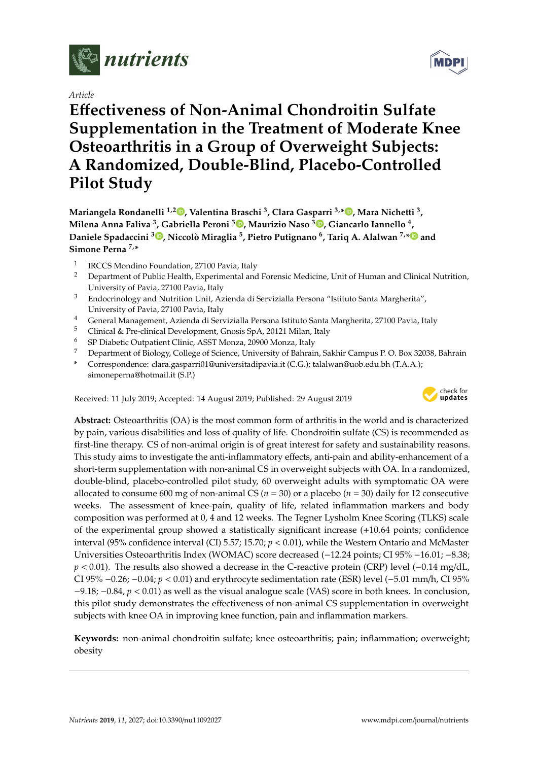*Article*

# Effectiveness of Non-Animal Chondroitin Sulfate Supplementation in the Treatment of Moderate Knee Osteoarthritis in a Group of Overweight Subjects: A Randomized, Double-Blind, Placebo-Controlled Pilot Study

**Mariangela Rondanelli [1,2], Valentina Braschi [3], Clara Gasparri [3,*], Mara Nichetti [3], Milena Anna Faliva [3], Gabriella Peroni [3], Maurizio Naso [3], Giancarlo Iannello [4], Daniele Spadaccini [3], Niccolò Miraglia [5], Pietro Putignano [6], Tariq A. Alalwan [7,*] and Simone Perna [7,*]**

1 IRCCS Mondino Foundation, 27100 Pavia, Italy
2 Department of Public Health, Experimental and Forensic Medicine, Unit of Human and Clinical Nutrition, University of Pavia, 27100 Pavia, Italy
3 Endocrinology and Nutrition Unit, Azienda di Servizialla Persona "Istituto Santa Margherita", University of Pavia, 27100 Pavia, Italy
4 General Management, Azienda di Servizialla Persona Istituto Santa Margherita, 27100 Pavia, Italy
5 Clinical & Pre-clinical Development, Gnosis SpA, 20121 Milan, Italy
6 SP Diabetic Outpatient Clinic, ASST Monza, 20900 Monza, Italy
7 Department of Biology, College of Science, University of Bahrain, Sakhir Campus P. O. Box 32038, Bahrain
\* Correspondence: clara.gasparri01@universitadipavia.it (C.G.); talalwan@uob.edu.bh (T.A.A.); simoneperna@hotmail.it (S.P.)

Received: 11 July 2019; Accepted: 14 August 2019; Published: 29 August 2019

**Abstract:** Osteoarthritis (OA) is the most common form of arthritis in the world and is characterized by pain, various disabilities and loss of quality of life. Chondroitin sulfate (CS) is recommended as first-line therapy. CS of non-animal origin is of great interest for safety and sustainability reasons. This study aims to investigate the anti-inflammatory effects, anti-pain and ability-enhancement of a short-term supplementation with non-animal CS in overweight subjects with OA. In a randomized, double-blind, placebo-controlled pilot study, 60 overweight adults with symptomatic OA were allocated to consume 600 mg of non-animal CS ($n = 30$) or a placebo ($n = 30$) daily for 12 consecutive weeks. The assessment of knee-pain, quality of life, related inflammation markers and body composition was performed at 0, 4 and 12 weeks. The Tegner Lysholm Knee Scoring (TLKS) scale of the experimental group showed a statistically significant increase (+10.64 points; confidence interval (95% confidence interval (CI) 5.57; 15.70; $p < 0.01$), while the Western Ontario and McMaster Universities Osteoarthritis Index (WOMAC) score decreased (−12.24 points; CI 95% −16.01; −8.38; $p < 0.01$). The results also showed a decrease in the C-reactive protein (CRP) level (−0.14 mg/dL, CI 95% −0.26; −0.04; $p < 0.01$) and erythrocyte sedimentation rate (ESR) level (−5.01 mm/h, CI 95% −9.18; −0.84, $p < 0.01$) as well as the visual analogue scale (VAS) score in both knees. In conclusion, this pilot study demonstrates the effectiveness of non-animal CS supplementation in overweight subjects with knee OA in improving knee function, pain and inflammation markers.

**Keywords:** non-animal chondroitin sulfate; knee osteoarthritis; pain; inflammation; overweight; obesity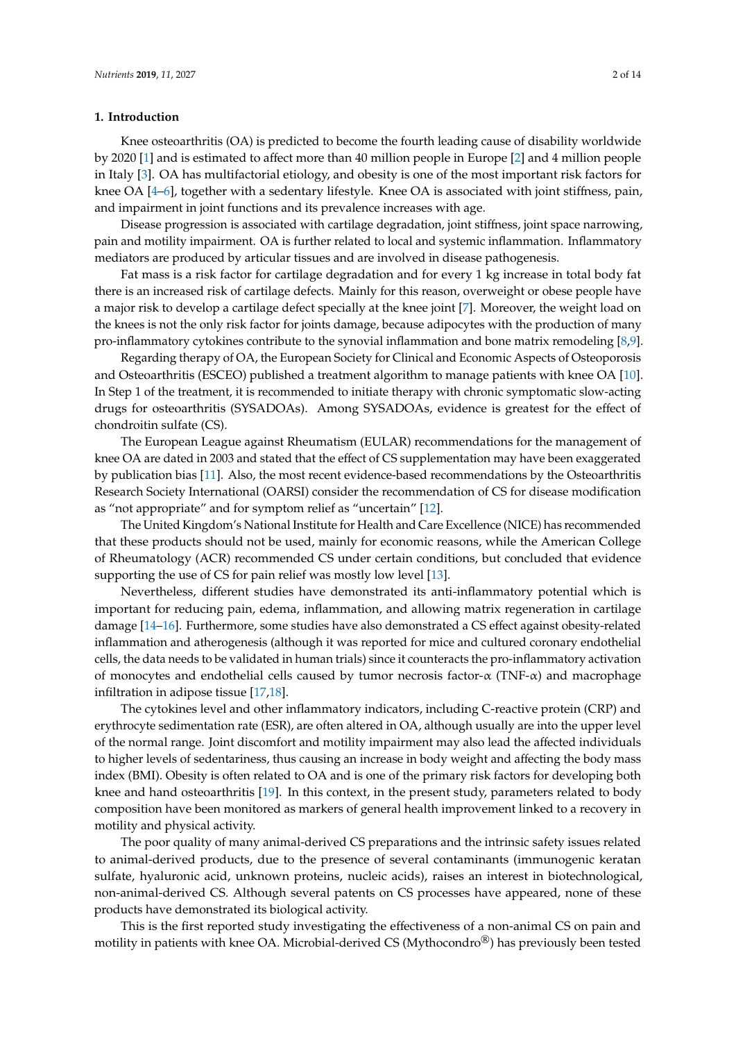## 1. Introduction

Knee osteoarthritis (OA) is predicted to become the fourth leading cause of disability worldwide by 2020 [1] and is estimated to affect more than 40 million people in Europe [2] and 4 million people in Italy [3]. OA has multifactorial etiology, and obesity is one of the most important risk factors for knee OA [4–6], together with a sedentary lifestyle. Knee OA is associated with joint stiffness, pain, and impairment in joint functions and its prevalence increases with age.

Disease progression is associated with cartilage degradation, joint stiffness, joint space narrowing, pain and motility impairment. OA is further related to local and systemic inflammation. Inflammatory mediators are produced by articular tissues and are involved in disease pathogenesis.

Fat mass is a risk factor for cartilage degradation and for every 1 kg increase in total body fat there is an increased risk of cartilage defects. Mainly for this reason, overweight or obese people have a major risk to develop a cartilage defect specially at the knee joint [7]. Moreover, the weight load on the knees is not the only risk factor for joints damage, because adipocytes with the production of many pro-inflammatory cytokines contribute to the synovial inflammation and bone matrix remodeling [8,9].

Regarding therapy of OA, the European Society for Clinical and Economic Aspects of Osteoporosis and Osteoarthritis (ESCEO) published a treatment algorithm to manage patients with knee OA [10]. In Step 1 of the treatment, it is recommended to initiate therapy with chronic symptomatic slow-acting drugs for osteoarthritis (SYSADOAs). Among SYSADOAs, evidence is greatest for the effect of chondroitin sulfate (CS).

The European League against Rheumatism (EULAR) recommendations for the management of knee OA are dated in 2003 and stated that the effect of CS supplementation may have been exaggerated by publication bias [11]. Also, the most recent evidence-based recommendations by the Osteoarthritis Research Society International (OARSI) consider the recommendation of CS for disease modification as "not appropriate" and for symptom relief as "uncertain" [12].

The United Kingdom's National Institute for Health and Care Excellence (NICE) has recommended that these products should not be used, mainly for economic reasons, while the American College of Rheumatology (ACR) recommended CS under certain conditions, but concluded that evidence supporting the use of CS for pain relief was mostly low level [13].

Nevertheless, different studies have demonstrated its anti-inflammatory potential which is important for reducing pain, edema, inflammation, and allowing matrix regeneration in cartilage damage [14–16]. Furthermore, some studies have also demonstrated a CS effect against obesity-related inflammation and atherogenesis (although it was reported for mice and cultured coronary endothelial cells, the data needs to be validated in human trials) since it counteracts the pro-inflammatory activation of monocytes and endothelial cells caused by tumor necrosis factor-α (TNF-α) and macrophage infiltration in adipose tissue [17,18].

The cytokines level and other inflammatory indicators, including C-reactive protein (CRP) and erythrocyte sedimentation rate (ESR), are often altered in OA, although usually are into the upper level of the normal range. Joint discomfort and motility impairment may also lead the affected individuals to higher levels of sedentariness, thus causing an increase in body weight and affecting the body mass index (BMI). Obesity is often related to OA and is one of the primary risk factors for developing both knee and hand osteoarthritis [19]. In this context, in the present study, parameters related to body composition have been monitored as markers of general health improvement linked to a recovery in motility and physical activity.

The poor quality of many animal-derived CS preparations and the intrinsic safety issues related to animal-derived products, due to the presence of several contaminants (immunogenic keratan sulfate, hyaluronic acid, unknown proteins, nucleic acids), raises an interest in biotechnological, non-animal-derived CS. Although several patents on CS processes have appeared, none of these products have demonstrated its biological activity.

This is the first reported study investigating the effectiveness of a non-animal CS on pain and motility in patients with knee OA. Microbial-derived CS (Mythocondro®) has previously been tested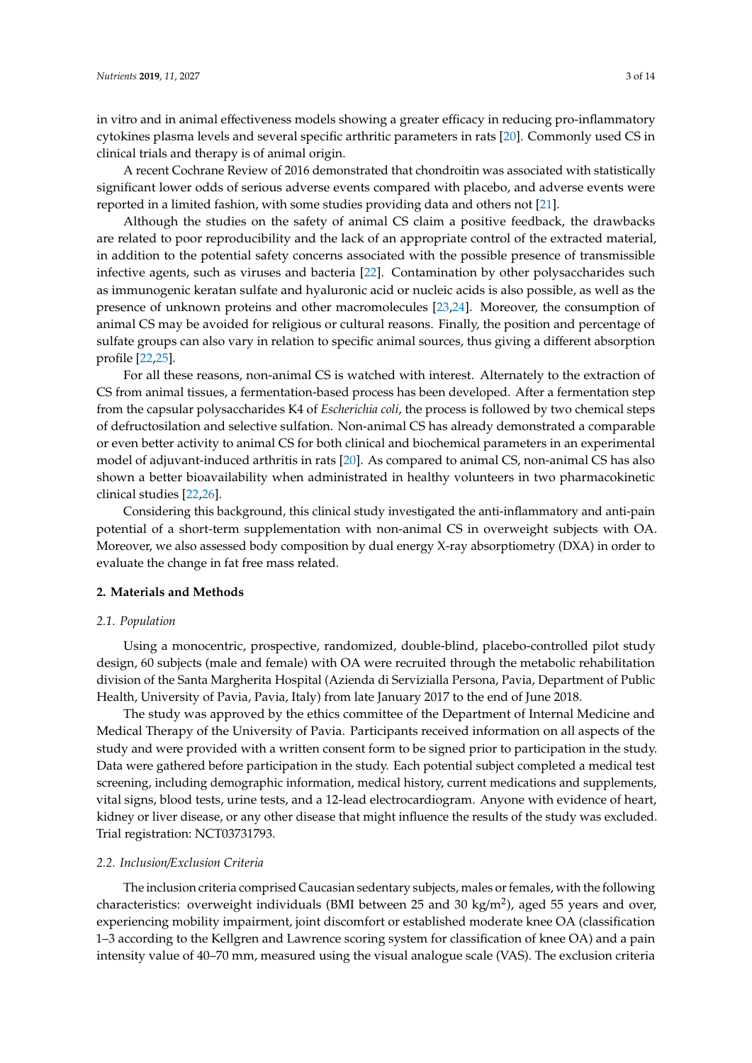in vitro and in animal effectiveness models showing a greater efficacy in reducing pro-inflammatory cytokines plasma levels and several specific arthritic parameters in rats [20]. Commonly used CS in clinical trials and therapy is of animal origin.

A recent Cochrane Review of 2016 demonstrated that chondroitin was associated with statistically significant lower odds of serious adverse events compared with placebo, and adverse events were reported in a limited fashion, with some studies providing data and others not [21].

Although the studies on the safety of animal CS claim a positive feedback, the drawbacks are related to poor reproducibility and the lack of an appropriate control of the extracted material, in addition to the potential safety concerns associated with the possible presence of transmissible infective agents, such as viruses and bacteria [22]. Contamination by other polysaccharides such as immunogenic keratan sulfate and hyaluronic acid or nucleic acids is also possible, as well as the presence of unknown proteins and other macromolecules [23,24]. Moreover, the consumption of animal CS may be avoided for religious or cultural reasons. Finally, the position and percentage of sulfate groups can also vary in relation to specific animal sources, thus giving a different absorption profile [22,25].

For all these reasons, non-animal CS is watched with interest. Alternately to the extraction of CS from animal tissues, a fermentation-based process has been developed. After a fermentation step from the capsular polysaccharides K4 of *Escherichia coli*, the process is followed by two chemical steps of defructosilation and selective sulfation. Non-animal CS has already demonstrated a comparable or even better activity to animal CS for both clinical and biochemical parameters in an experimental model of adjuvant-induced arthritis in rats [20]. As compared to animal CS, non-animal CS has also shown a better bioavailability when administrated in healthy volunteers in two pharmacokinetic clinical studies [22,26].

Considering this background, this clinical study investigated the anti-inflammatory and anti-pain potential of a short-term supplementation with non-animal CS in overweight subjects with OA. Moreover, we also assessed body composition by dual energy X-ray absorptiometry (DXA) in order to evaluate the change in fat free mass related.

## 2. Materials and Methods

### 2.1. Population

Using a monocentric, prospective, randomized, double-blind, placebo-controlled pilot study design, 60 subjects (male and female) with OA were recruited through the metabolic rehabilitation division of the Santa Margherita Hospital (Azienda di Servizialla Persona, Pavia, Department of Public Health, University of Pavia, Pavia, Italy) from late January 2017 to the end of June 2018.

The study was approved by the ethics committee of the Department of Internal Medicine and Medical Therapy of the University of Pavia. Participants received information on all aspects of the study and were provided with a written consent form to be signed prior to participation in the study. Data were gathered before participation in the study. Each potential subject completed a medical test screening, including demographic information, medical history, current medications and supplements, vital signs, blood tests, urine tests, and a 12-lead electrocardiogram. Anyone with evidence of heart, kidney or liver disease, or any other disease that might influence the results of the study was excluded. Trial registration: NCT03731793.

### 2.2. Inclusion/Exclusion Criteria

The inclusion criteria comprised Caucasian sedentary subjects, males or females, with the following characteristics: overweight individuals (BMI between 25 and 30 kg/m$^2$), aged 55 years and over, experiencing mobility impairment, joint discomfort or established moderate knee OA (classification 1–3 according to the Kellgren and Lawrence scoring system for classification of knee OA) and a pain intensity value of 40–70 mm, measured using the visual analogue scale (VAS). The exclusion criteria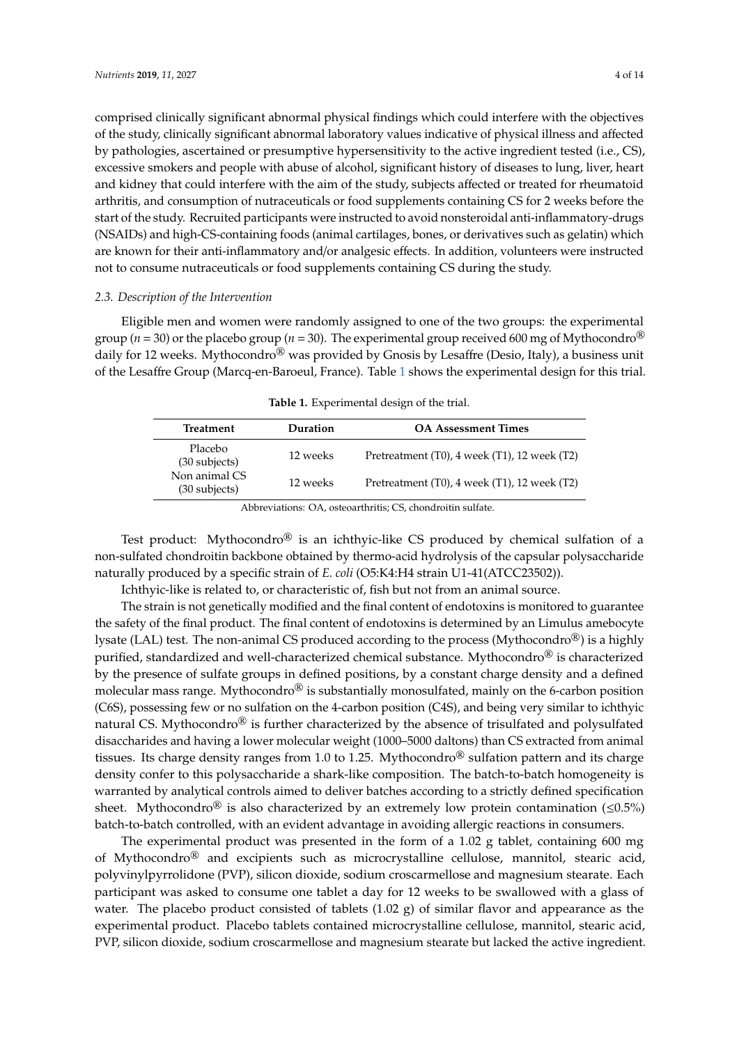comprised clinically significant abnormal physical findings which could interfere with the objectives of the study, clinically significant abnormal laboratory values indicative of physical illness and affected by pathologies, ascertained or presumptive hypersensitivity to the active ingredient tested (i.e., CS), excessive smokers and people with abuse of alcohol, significant history of diseases to lung, liver, heart and kidney that could interfere with the aim of the study, subjects affected or treated for rheumatoid arthritis, and consumption of nutraceuticals or food supplements containing CS for 2 weeks before the start of the study. Recruited participants were instructed to avoid nonsteroidal anti-inflammatory-drugs (NSAIDs) and high-CS-containing foods (animal cartilages, bones, or derivatives such as gelatin) which are known for their anti-inflammatory and/or analgesic effects. In addition, volunteers were instructed not to consume nutraceuticals or food supplements containing CS during the study.

### *2.3. Description of the Intervention*

Eligible men and women were randomly assigned to one of the two groups: the experimental group (*n* = 30) or the placebo group (*n* = 30). The experimental group received 600 mg of Mythocondro® daily for 12 weeks. Mythocondro® was provided by Gnosis by Lesaffre (Desio, Italy), a business unit of the Lesaffre Group (Marcq-en-Baroeul, France). Table 1 shows the experimental design for this trial.

**Table 1.** Experimental design of the trial.

| Treatment | Duration | OA Assessment Times |
|---|---|---|
| Placebo (30 subjects) | 12 weeks | Pretreatment (T0), 4 week (T1), 12 week (T2) |
| Non animal CS (30 subjects) | 12 weeks | Pretreatment (T0), 4 week (T1), 12 week (T2) |

Abbreviations: OA, osteoarthritis; CS, chondroitin sulfate.

Test product: Mythocondro® is an ichthyic-like CS produced by chemical sulfation of a non-sulfated chondroitin backbone obtained by thermo-acid hydrolysis of the capsular polysaccharide naturally produced by a specific strain of *E. coli* (O5:K4:H4 strain U1-41(ATCC23502)).

Ichthyic-like is related to, or characteristic of, fish but not from an animal source.

The strain is not genetically modified and the final content of endotoxins is monitored to guarantee the safety of the final product. The final content of endotoxins is determined by an Limulus amebocyte lysate (LAL) test. The non-animal CS produced according to the process (Mythocondro®) is a highly purified, standardized and well-characterized chemical substance. Mythocondro® is characterized by the presence of sulfate groups in defined positions, by a constant charge density and a defined molecular mass range. Mythocondro® is substantially monosulfated, mainly on the 6-carbon position (C6S), possessing few or no sulfation on the 4-carbon position (C4S), and being very similar to ichthyic natural CS. Mythocondro® is further characterized by the absence of trisulfated and polysulfated disaccharides and having a lower molecular weight (1000–5000 daltons) than CS extracted from animal tissues. Its charge density ranges from 1.0 to 1.25. Mythocondro® sulfation pattern and its charge density confer to this polysaccharide a shark-like composition. The batch-to-batch homogeneity is warranted by analytical controls aimed to deliver batches according to a strictly defined specification sheet. Mythocondro® is also characterized by an extremely low protein contamination (≤0.5%) batch-to-batch controlled, with an evident advantage in avoiding allergic reactions in consumers.

The experimental product was presented in the form of a 1.02 g tablet, containing 600 mg of Mythocondro® and excipients such as microcrystalline cellulose, mannitol, stearic acid, polyvinylpyrrolidone (PVP), silicon dioxide, sodium croscarmellose and magnesium stearate. Each participant was asked to consume one tablet a day for 12 weeks to be swallowed with a glass of water. The placebo product consisted of tablets (1.02 g) of similar flavor and appearance as the experimental product. Placebo tablets contained microcrystalline cellulose, mannitol, stearic acid, PVP, silicon dioxide, sodium croscarmellose and magnesium stearate but lacked the active ingredient.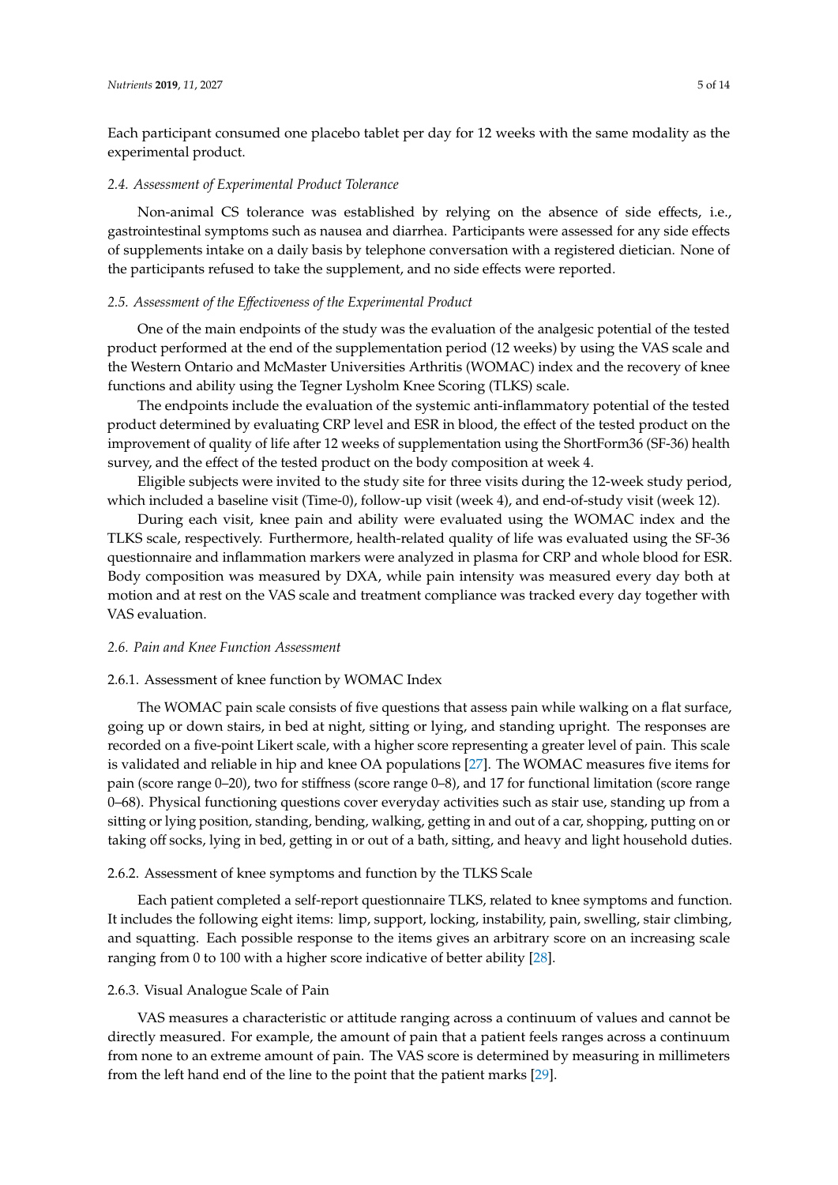Each participant consumed one placebo tablet per day for 12 weeks with the same modality as the experimental product.

### *2.4. Assessment of Experimental Product Tolerance*

Non-animal CS tolerance was established by relying on the absence of side effects, i.e., gastrointestinal symptoms such as nausea and diarrhea. Participants were assessed for any side effects of supplements intake on a daily basis by telephone conversation with a registered dietician. None of the participants refused to take the supplement, and no side effects were reported.

### *2.5. Assessment of the Effectiveness of the Experimental Product*

One of the main endpoints of the study was the evaluation of the analgesic potential of the tested product performed at the end of the supplementation period (12 weeks) by using the VAS scale and the Western Ontario and McMaster Universities Arthritis (WOMAC) index and the recovery of knee functions and ability using the Tegner Lysholm Knee Scoring (TLKS) scale.

The endpoints include the evaluation of the systemic anti-inflammatory potential of the tested product determined by evaluating CRP level and ESR in blood, the effect of the tested product on the improvement of quality of life after 12 weeks of supplementation using the ShortForm36 (SF-36) health survey, and the effect of the tested product on the body composition at week 4.

Eligible subjects were invited to the study site for three visits during the 12-week study period, which included a baseline visit (Time-0), follow-up visit (week 4), and end-of-study visit (week 12).

During each visit, knee pain and ability were evaluated using the WOMAC index and the TLKS scale, respectively. Furthermore, health-related quality of life was evaluated using the SF-36 questionnaire and inflammation markers were analyzed in plasma for CRP and whole blood for ESR. Body composition was measured by DXA, while pain intensity was measured every day both at motion and at rest on the VAS scale and treatment compliance was tracked every day together with VAS evaluation.

### *2.6. Pain and Knee Function Assessment*

#### 2.6.1. Assessment of knee function by WOMAC Index

The WOMAC pain scale consists of five questions that assess pain while walking on a flat surface, going up or down stairs, in bed at night, sitting or lying, and standing upright. The responses are recorded on a five-point Likert scale, with a higher score representing a greater level of pain. This scale is validated and reliable in hip and knee OA populations [27]. The WOMAC measures five items for pain (score range 0–20), two for stiffness (score range 0–8), and 17 for functional limitation (score range 0–68). Physical functioning questions cover everyday activities such as stair use, standing up from a sitting or lying position, standing, bending, walking, getting in and out of a car, shopping, putting on or taking off socks, lying in bed, getting in or out of a bath, sitting, and heavy and light household duties.

#### 2.6.2. Assessment of knee symptoms and function by the TLKS Scale

Each patient completed a self-report questionnaire TLKS, related to knee symptoms and function. It includes the following eight items: limp, support, locking, instability, pain, swelling, stair climbing, and squatting. Each possible response to the items gives an arbitrary score on an increasing scale ranging from 0 to 100 with a higher score indicative of better ability [28].

#### 2.6.3. Visual Analogue Scale of Pain

VAS measures a characteristic or attitude ranging across a continuum of values and cannot be directly measured. For example, the amount of pain that a patient feels ranges across a continuum from none to an extreme amount of pain. The VAS score is determined by measuring in millimeters from the left hand end of the line to the point that the patient marks [29].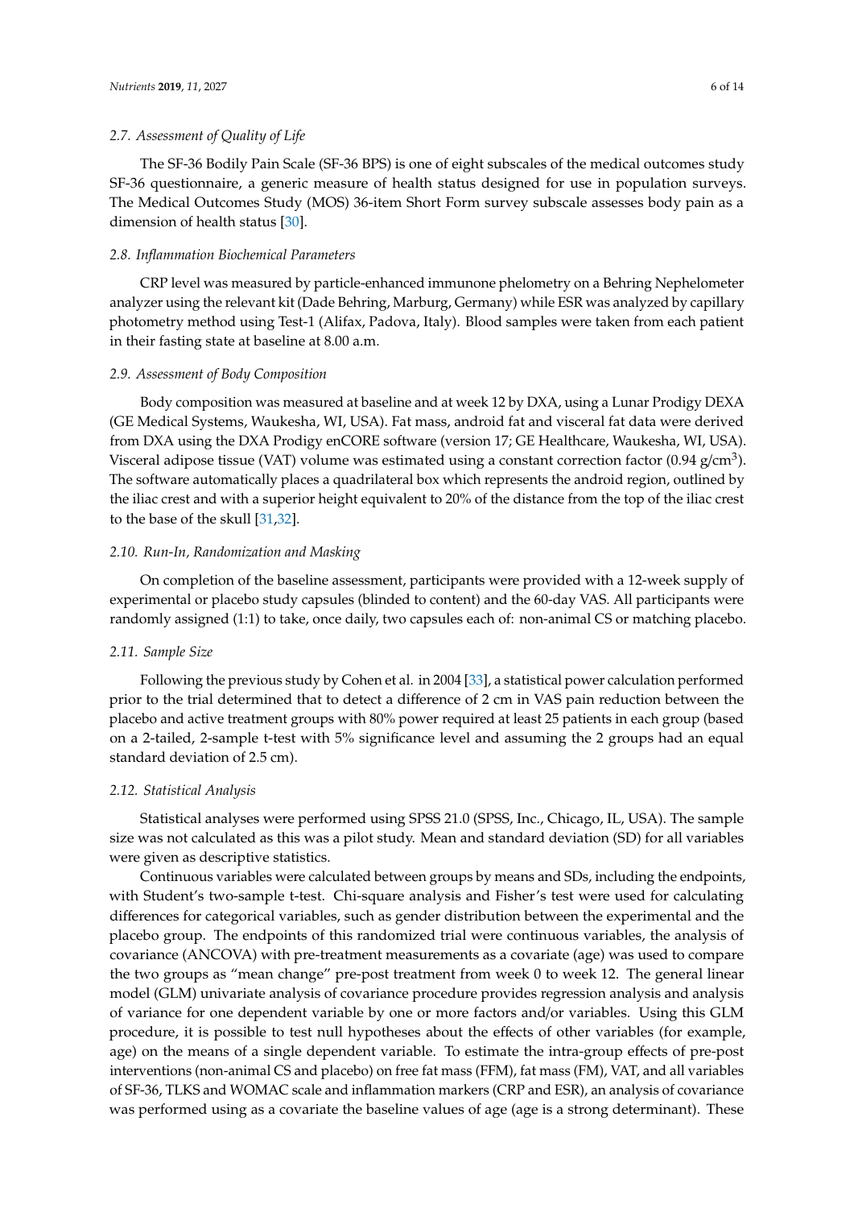### 2.7. Assessment of Quality of Life

The SF-36 Bodily Pain Scale (SF-36 BPS) is one of eight subscales of the medical outcomes study SF-36 questionnaire, a generic measure of health status designed for use in population surveys. The Medical Outcomes Study (MOS) 36-item Short Form survey subscale assesses body pain as a dimension of health status [30].

### 2.8. Inflammation Biochemical Parameters

CRP level was measured by particle-enhanced immunone phelometry on a Behring Nephelometer analyzer using the relevant kit (Dade Behring, Marburg, Germany) while ESR was analyzed by capillary photometry method using Test-1 (Alifax, Padova, Italy). Blood samples were taken from each patient in their fasting state at baseline at 8.00 a.m.

### 2.9. Assessment of Body Composition

Body composition was measured at baseline and at week 12 by DXA, using a Lunar Prodigy DEXA (GE Medical Systems, Waukesha, WI, USA). Fat mass, android fat and visceral fat data were derived from DXA using the DXA Prodigy enCORE software (version 17; GE Healthcare, Waukesha, WI, USA). Visceral adipose tissue (VAT) volume was estimated using a constant correction factor (0.94 g/cm$^3$). The software automatically places a quadrilateral box which represents the android region, outlined by the iliac crest and with a superior height equivalent to 20% of the distance from the top of the iliac crest to the base of the skull [31,32].

### 2.10. Run-In, Randomization and Masking

On completion of the baseline assessment, participants were provided with a 12-week supply of experimental or placebo study capsules (blinded to content) and the 60-day VAS. All participants were randomly assigned (1:1) to take, once daily, two capsules each of: non-animal CS or matching placebo.

### 2.11. Sample Size

Following the previous study by Cohen et al. in 2004 [33], a statistical power calculation performed prior to the trial determined that to detect a difference of 2 cm in VAS pain reduction between the placebo and active treatment groups with 80% power required at least 25 patients in each group (based on a 2-tailed, 2-sample t-test with 5% significance level and assuming the 2 groups had an equal standard deviation of 2.5 cm).

### 2.12. Statistical Analysis

Statistical analyses were performed using SPSS 21.0 (SPSS, Inc., Chicago, IL, USA). The sample size was not calculated as this was a pilot study. Mean and standard deviation (SD) for all variables were given as descriptive statistics.

Continuous variables were calculated between groups by means and SDs, including the endpoints, with Student's two-sample t-test. Chi-square analysis and Fisher's test were used for calculating differences for categorical variables, such as gender distribution between the experimental and the placebo group. The endpoints of this randomized trial were continuous variables, the analysis of covariance (ANCOVA) with pre-treatment measurements as a covariate (age) was used to compare the two groups as "mean change" pre-post treatment from week 0 to week 12. The general linear model (GLM) univariate analysis of covariance procedure provides regression analysis and analysis of variance for one dependent variable by one or more factors and/or variables. Using this GLM procedure, it is possible to test null hypotheses about the effects of other variables (for example, age) on the means of a single dependent variable. To estimate the intra-group effects of pre-post interventions (non-animal CS and placebo) on free fat mass (FFM), fat mass (FM), VAT, and all variables of SF-36, TLKS and WOMAC scale and inflammation markers (CRP and ESR), an analysis of covariance was performed using as a covariate the baseline values of age (age is a strong determinant). These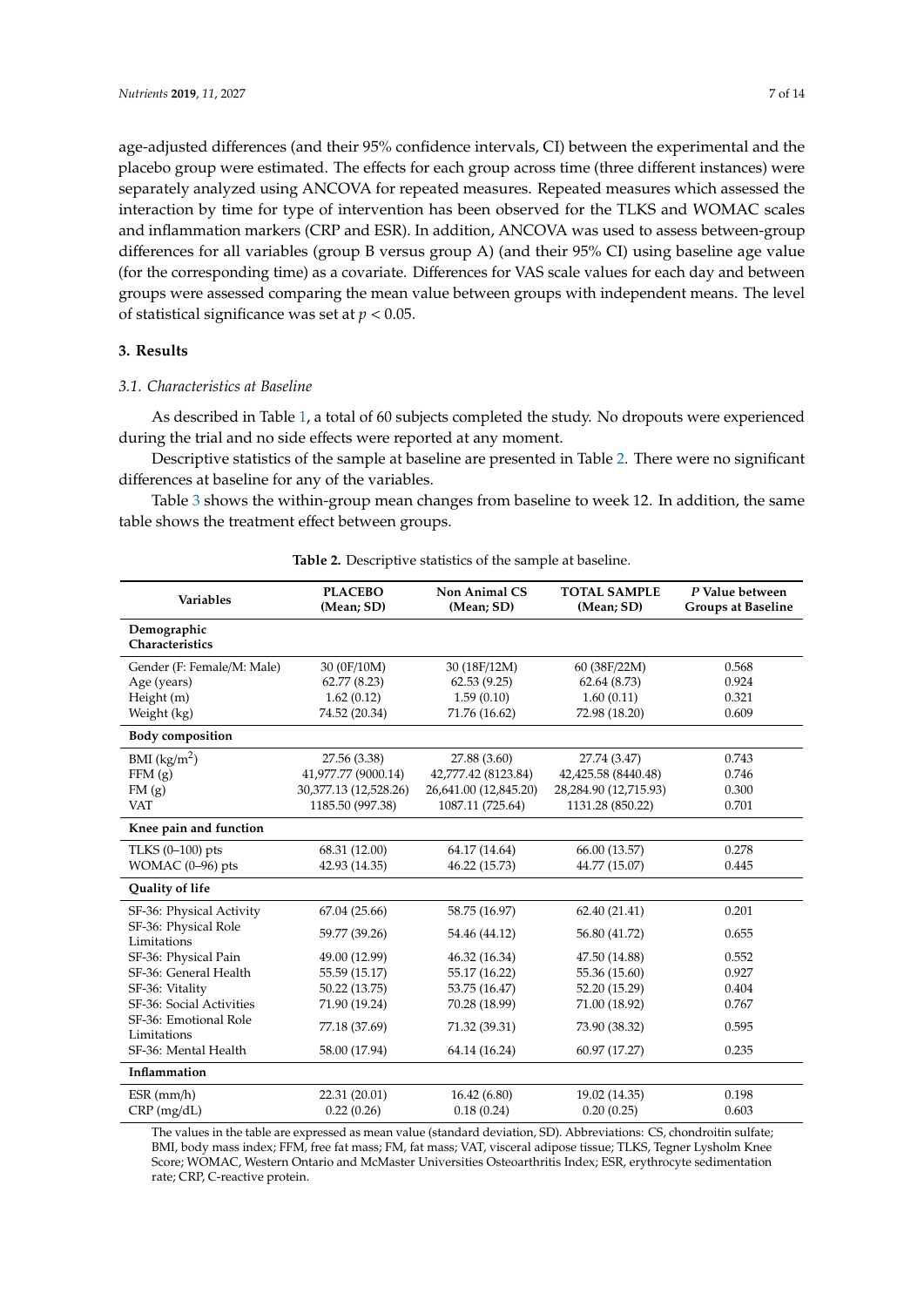age-adjusted differences (and their 95% confidence intervals, CI) between the experimental and the placebo group were estimated. The effects for each group across time (three different instances) were separately analyzed using ANCOVA for repeated measures. Repeated measures which assessed the interaction by time for type of intervention has been observed for the TLKS and WOMAC scales and inflammation markers (CRP and ESR). In addition, ANCOVA was used to assess between-group differences for all variables (group B versus group A) (and their 95% CI) using baseline age value (for the corresponding time) as a covariate. Differences for VAS scale values for each day and between groups were assessed comparing the mean value between groups with independent means. The level of statistical significance was set at $p < 0.05$.

## 3. Results

### 3.1. Characteristics at Baseline

As described in Table 1, a total of 60 subjects completed the study. No dropouts were experienced during the trial and no side effects were reported at any moment.

Descriptive statistics of the sample at baseline are presented in Table 2. There were no significant differences at baseline for any of the variables.

Table 3 shows the within-group mean changes from baseline to week 12. In addition, the same table shows the treatment effect between groups.

**Table 2.** Descriptive statistics of the sample at baseline.

| Variables | PLACEBO (Mean; SD) | Non Animal CS (Mean; SD) | TOTAL SAMPLE (Mean; SD) | *P* Value between Groups at Baseline |
|---|---|---|---|---|
| **Demographic Characteristics** | | | | |
| Gender (F: Female/M: Male) | 30 (0F/10M) | 30 (18F/12M) | 60 (38F/22M) | 0.568 |
| Age (years) | 62.77 (8.23) | 62.53 (9.25) | 62.64 (8.73) | 0.924 |
| Height (m) | 1.62 (0.12) | 1.59 (0.10) | 1.60 (0.11) | 0.321 |
| Weight (kg) | 74.52 (20.34) | 71.76 (16.62) | 72.98 (18.20) | 0.609 |
| **Body composition** | | | | |
| BMI (kg/m$^2$) | 27.56 (3.38) | 27.88 (3.60) | 27.74 (3.47) | 0.743 |
| FFM (g) | 41,977.77 (9000.14) | 42,777.42 (8123.84) | 42,425.58 (8440.48) | 0.746 |
| FM (g) | 30,377.13 (12,528.26) | 26,641.00 (12,845.20) | 28,284.90 (12,715.93) | 0.300 |
| VAT | 1185.50 (997.38) | 1087.11 (725.64) | 1131.28 (850.22) | 0.701 |
| **Knee pain and function** | | | | |
| TLKS (0–100) pts | 68.31 (12.00) | 64.17 (14.64) | 66.00 (13.57) | 0.278 |
| WOMAC (0–96) pts | 42.93 (14.35) | 46.22 (15.73) | 44.77 (15.07) | 0.445 |
| **Quality of life** | | | | |
| SF-36: Physical Activity | 67.04 (25.66) | 58.75 (16.97) | 62.40 (21.41) | 0.201 |
| SF-36: Physical Role Limitations | 59.77 (39.26) | 54.46 (44.12) | 56.80 (41.72) | 0.655 |
| SF-36: Physical Pain | 49.00 (12.99) | 46.32 (16.34) | 47.50 (14.88) | 0.552 |
| SF-36: General Health | 55.59 (15.17) | 55.17 (16.22) | 55.36 (15.60) | 0.927 |
| SF-36: Vitality | 50.22 (13.75) | 53.75 (16.47) | 52.20 (15.29) | 0.404 |
| SF-36: Social Activities | 71.90 (19.24) | 70.28 (18.99) | 71.00 (18.92) | 0.767 |
| SF-36: Emotional Role Limitations | 77.18 (37.69) | 71.32 (39.31) | 73.90 (38.32) | 0.595 |
| SF-36: Mental Health | 58.00 (17.94) | 64.14 (16.24) | 60.97 (17.27) | 0.235 |
| **Inflammation** | | | | |
| ESR (mm/h) | 22.31 (20.01) | 16.42 (6.80) | 19.02 (14.35) | 0.198 |
| CRP (mg/dL) | 0.22 (0.26) | 0.18 (0.24) | 0.20 (0.25) | 0.603 |

The values in the table are expressed as mean value (standard deviation, SD). Abbreviations: CS, chondroitin sulfate; BMI, body mass index; FFM, free fat mass; FM, fat mass; VAT, visceral adipose tissue; TLKS, Tegner Lysholm Knee Score; WOMAC, Western Ontario and McMaster Universities Osteoarthritis Index; ESR, erythrocyte sedimentation rate; CRP, C-reactive protein.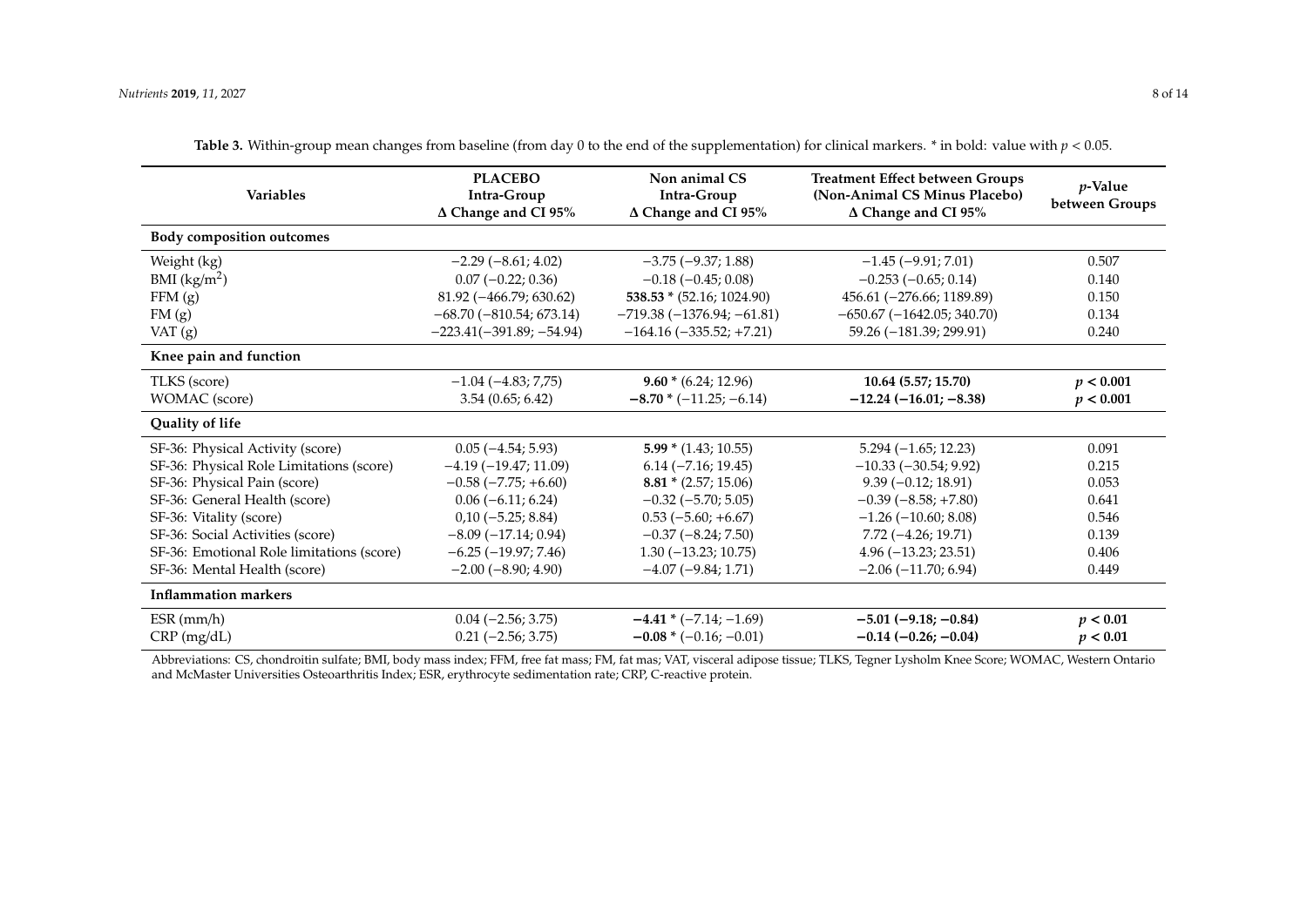**Table 3.** Within-group mean changes from baseline (from day 0 to the end of the supplementation) for clinical markers. * in bold: value with $p < 0.05$.

| Variables | PLACEBO Intra-Group Δ Change and CI 95% | Non animal CS Intra-Group Δ Change and CI 95% | Treatment Effect between Groups (Non-Animal CS Minus Placebo) Δ Change and CI 95% | $p$-Value between Groups |
|---|---|---|---|---|
| **Body composition outcomes** | | | | |
| Weight (kg) | −2.29 (−8.61; 4.02) | −3.75 (−9.37; 1.88) | −1.45 (−9.91; 7.01) | 0.507 |
| BMI ($kg/m^2$) | 0.07 (−0.22; 0.36) | −0.18 (−0.45; 0.08) | −0.253 (−0.65; 0.14) | 0.140 |
| FFM (g) | 81.92 (−466.79; 630.62) | **538.53** * (52.16; 1024.90) | 456.61 (−276.66; 1189.89) | 0.150 |
| FM (g) | −68.70 (−810.54; 673.14) | −719.38 (−1376.94; −61.81) | −650.67 (−1642.05; 340.70) | 0.134 |
| VAT (g) | −223.41(−391.89; −54.94) | −164.16 (−335.52; +7.21) | 59.26 (−181.39; 299.91) | 0.240 |
| **Knee pain and function** | | | | |
| TLKS (score) | −1.04 (−4.83; 7,75) | **9.60** * (6.24; 12.96) | **10.64 (5.57; 15.70)** | $\mathbf{p < 0.001}$ |
| WOMAC (score) | 3.54 (0.65; 6.42) | **−8.70** * (−11.25; −6.14) | **−12.24 (−16.01; −8.38)** | $\mathbf{p < 0.001}$ |
| **Quality of life** | | | | |
| SF-36: Physical Activity (score) | 0.05 (−4.54; 5.93) | **5.99** * (1.43; 10.55) | 5.294 (−1.65; 12.23) | 0.091 |
| SF-36: Physical Role Limitations (score) | −4.19 (−19.47; 11.09) | 6.14 (−7.16; 19.45) | −10.33 (−30.54; 9.92) | 0.215 |
| SF-36: Physical Pain (score) | −0.58 (−7.75; +6.60) | **8.81** * (2.57; 15.06) | 9.39 (−0.12; 18.91) | 0.053 |
| SF-36: General Health (score) | 0.06 (−6.11; 6.24) | −0.32 (−5.70; 5.05) | −0.39 (−8.58; +7.80) | 0.641 |
| SF-36: Vitality (score) | 0,10 (−5.25; 8.84) | 0.53 (−5.60; +6.67) | −1.26 (−10.60; 8.08) | 0.546 |
| SF-36: Social Activities (score) | −8.09 (−17.14; 0.94) | −0.37 (−8.24; 7.50) | 7.72 (−4.26; 19.71) | 0.139 |
| SF-36: Emotional Role limitations (score) | −6.25 (−19.97; 7.46) | 1.30 (−13.23; 10.75) | 4.96 (−13.23; 23.51) | 0.406 |
| SF-36: Mental Health (score) | −2.00 (−8.90; 4.90) | −4.07 (−9.84; 1.71) | −2.06 (−11.70; 6.94) | 0.449 |
| **Inflammation markers** | | | | |
| ESR (mm/h) | 0.04 (−2.56; 3.75) | **−4.41** * (−7.14; −1.69) | **−5.01 (−9.18; −0.84)** | $\mathbf{p < 0.01}$ |
| CRP (mg/dL) | 0.21 (−2.56; 3.75) | **−0.08** * (−0.16; −0.01) | **−0.14 (−0.26; −0.04)** | $\mathbf{p < 0.01}$ |

Abbreviations: CS, chondroitin sulfate; BMI, body mass index; FFM, free fat mass; FM, fat mas; VAT, visceral adipose tissue; TLKS, Tegner Lysholm Knee Score; WOMAC, Western Ontario and McMaster Universities Osteoarthritis Index; ESR, erythrocyte sedimentation rate; CRP, C-reactive protein.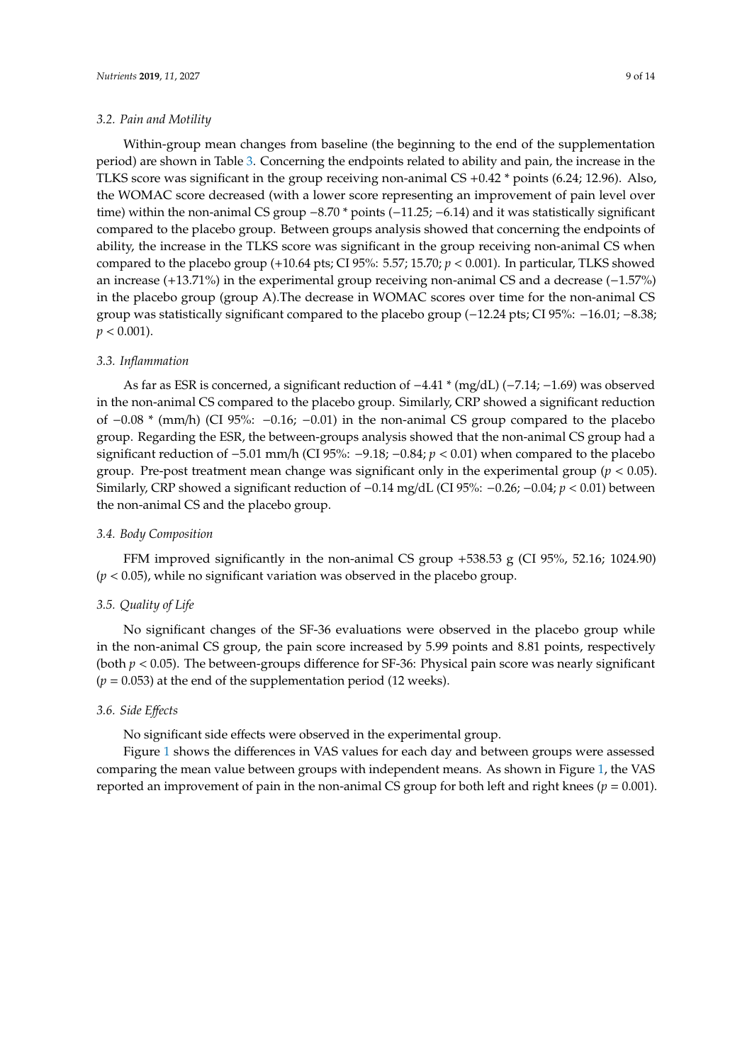### 3.2. Pain and Motility

Within-group mean changes from baseline (the beginning to the end of the supplementation period) are shown in Table 3. Concerning the endpoints related to ability and pain, the increase in the TLKS score was significant in the group receiving non-animal CS +0.42 * points (6.24; 12.96). Also, the WOMAC score decreased (with a lower score representing an improvement of pain level over time) within the non-animal CS group −8.70 * points (−11.25; −6.14) and it was statistically significant compared to the placebo group. Between groups analysis showed that concerning the endpoints of ability, the increase in the TLKS score was significant in the group receiving non-animal CS when compared to the placebo group (+10.64 pts; CI 95%: 5.57; 15.70; $p < 0.001$). In particular, TLKS showed an increase (+13.71%) in the experimental group receiving non-animal CS and a decrease (−1.57%) in the placebo group (group A).The decrease in WOMAC scores over time for the non-animal CS group was statistically significant compared to the placebo group (−12.24 pts; CI 95%: −16.01; −8.38; $p < 0.001$).

### 3.3. Inflammation

As far as ESR is concerned, a significant reduction of −4.41 * (mg/dL) (−7.14; −1.69) was observed in the non-animal CS compared to the placebo group. Similarly, CRP showed a significant reduction of −0.08 * (mm/h) (CI 95%: −0.16; −0.01) in the non-animal CS group compared to the placebo group. Regarding the ESR, the between-groups analysis showed that the non-animal CS group had a significant reduction of −5.01 mm/h (CI 95%: −9.18; −0.84; $p < 0.01$) when compared to the placebo group. Pre-post treatment mean change was significant only in the experimental group ($p < 0.05$). Similarly, CRP showed a significant reduction of −0.14 mg/dL (CI 95%: −0.26; −0.04; $p < 0.01$) between the non-animal CS and the placebo group.

### 3.4. Body Composition

FFM improved significantly in the non-animal CS group +538.53 g (CI 95%, 52.16; 1024.90) ($p < 0.05$), while no significant variation was observed in the placebo group.

### 3.5. Quality of Life

No significant changes of the SF-36 evaluations were observed in the placebo group while in the non-animal CS group, the pain score increased by 5.99 points and 8.81 points, respectively (both $p < 0.05$). The between-groups difference for SF-36: Physical pain score was nearly significant ($p = 0.053$) at the end of the supplementation period (12 weeks).

### 3.6. Side Effects

No significant side effects were observed in the experimental group.

Figure 1 shows the differences in VAS values for each day and between groups were assessed comparing the mean value between groups with independent means. As shown in Figure 1, the VAS reported an improvement of pain in the non-animal CS group for both left and right knees ($p = 0.001$).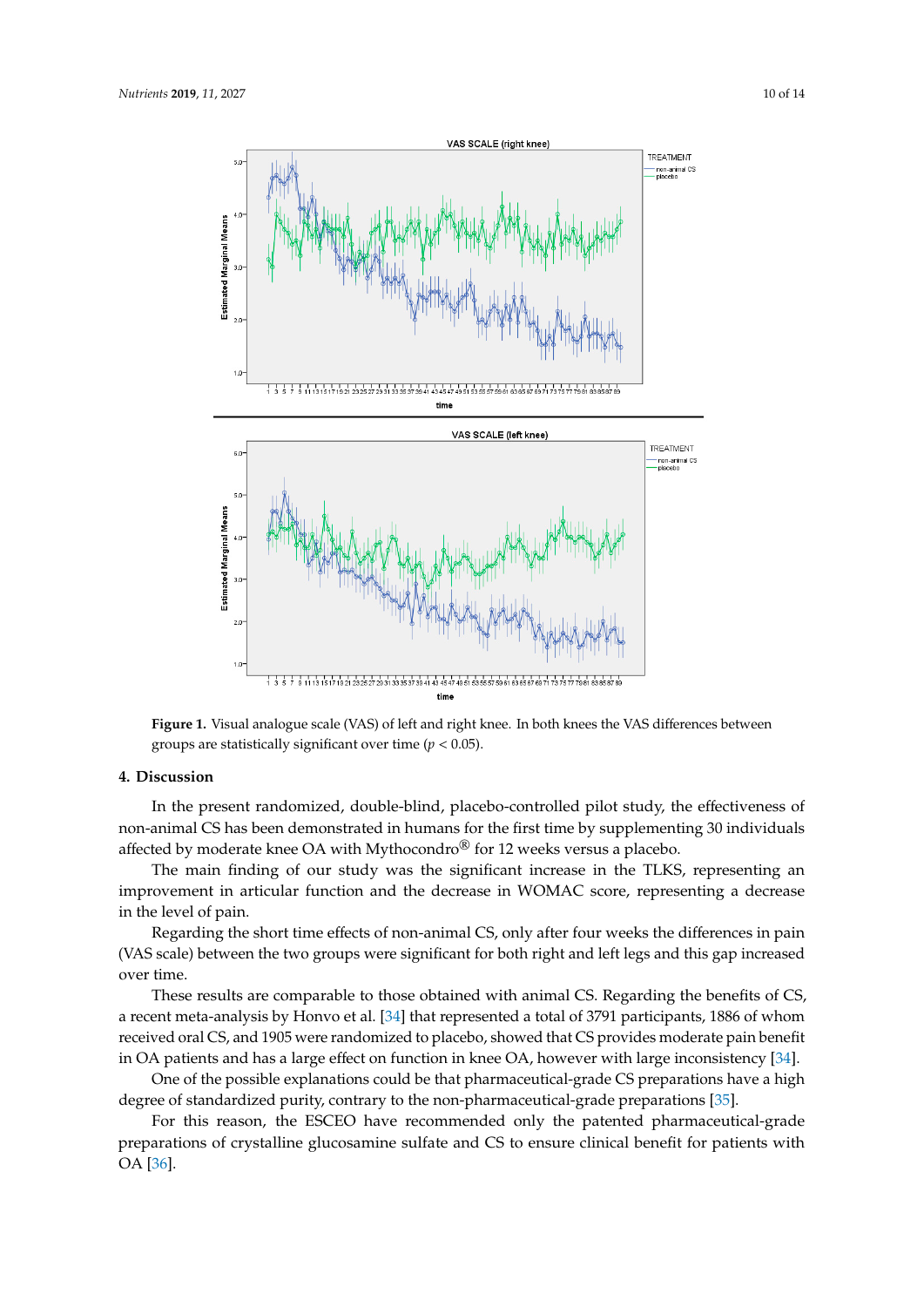**Figure 1.** Visual analogue scale (VAS) of left and right knee. In both knees the VAS differences between groups are statistically significant over time ($p < 0.05$).

## 4. Discussion

In the present randomized, double-blind, placebo-controlled pilot study, the effectiveness of non-animal CS has been demonstrated in humans for the first time by supplementing 30 individuals affected by moderate knee OA with Mythocondro® for 12 weeks versus a placebo.

The main finding of our study was the significant increase in the TLKS, representing an improvement in articular function and the decrease in WOMAC score, representing a decrease in the level of pain.

Regarding the short time effects of non-animal CS, only after four weeks the differences in pain (VAS scale) between the two groups were significant for both right and left legs and this gap increased over time.

These results are comparable to those obtained with animal CS. Regarding the benefits of CS, a recent meta-analysis by Honvo et al. [34] that represented a total of 3791 participants, 1886 of whom received oral CS, and 1905 were randomized to placebo, showed that CS provides moderate pain benefit in OA patients and has a large effect on function in knee OA, however with large inconsistency [34].

One of the possible explanations could be that pharmaceutical-grade CS preparations have a high degree of standardized purity, contrary to the non-pharmaceutical-grade preparations [35].

For this reason, the ESCEO have recommended only the patented pharmaceutical-grade preparations of crystalline glucosamine sulfate and CS to ensure clinical benefit for patients with OA [36].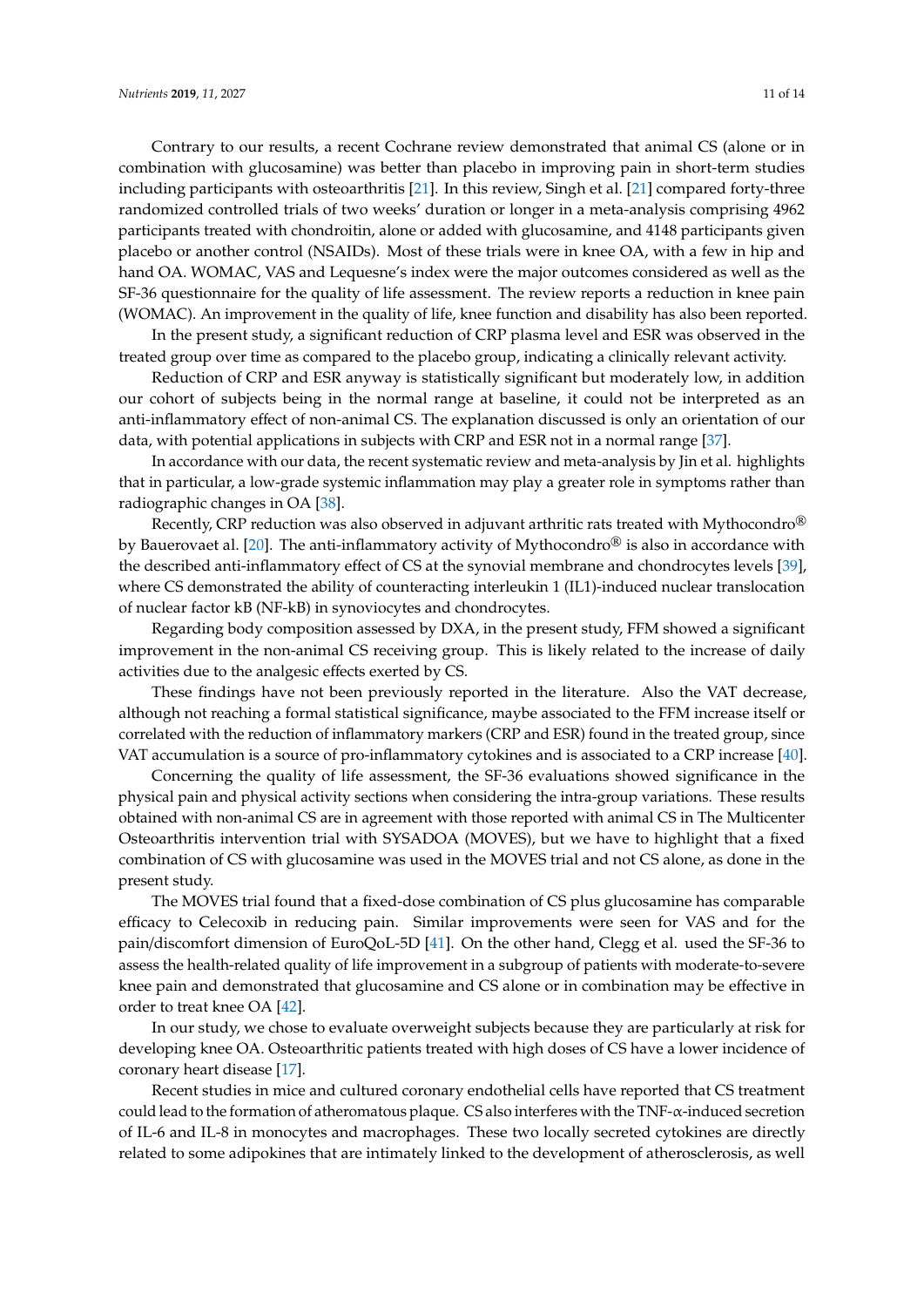Contrary to our results, a recent Cochrane review demonstrated that animal CS (alone or in combination with glucosamine) was better than placebo in improving pain in short-term studies including participants with osteoarthritis [21]. In this review, Singh et al. [21] compared forty-three randomized controlled trials of two weeks' duration or longer in a meta-analysis comprising 4962 participants treated with chondroitin, alone or added with glucosamine, and 4148 participants given placebo or another control (NSAIDs). Most of these trials were in knee OA, with a few in hip and hand OA. WOMAC, VAS and Lequesne's index were the major outcomes considered as well as the SF-36 questionnaire for the quality of life assessment. The review reports a reduction in knee pain (WOMAC). An improvement in the quality of life, knee function and disability has also been reported.

In the present study, a significant reduction of CRP plasma level and ESR was observed in the treated group over time as compared to the placebo group, indicating a clinically relevant activity.

Reduction of CRP and ESR anyway is statistically significant but moderately low, in addition our cohort of subjects being in the normal range at baseline, it could not be interpreted as an anti-inflammatory effect of non-animal CS. The explanation discussed is only an orientation of our data, with potential applications in subjects with CRP and ESR not in a normal range [37].

In accordance with our data, the recent systematic review and meta-analysis by Jin et al. highlights that in particular, a low-grade systemic inflammation may play a greater role in symptoms rather than radiographic changes in OA [38].

Recently, CRP reduction was also observed in adjuvant arthritic rats treated with Mythocondro® by Bauerovaet al. [20]. The anti-inflammatory activity of Mythocondro® is also in accordance with the described anti-inflammatory effect of CS at the synovial membrane and chondrocytes levels [39], where CS demonstrated the ability of counteracting interleukin 1 (IL1)-induced nuclear translocation of nuclear factor kB (NF-kB) in synoviocytes and chondrocytes.

Regarding body composition assessed by DXA, in the present study, FFM showed a significant improvement in the non-animal CS receiving group. This is likely related to the increase of daily activities due to the analgesic effects exerted by CS.

These findings have not been previously reported in the literature. Also the VAT decrease, although not reaching a formal statistical significance, maybe associated to the FFM increase itself or correlated with the reduction of inflammatory markers (CRP and ESR) found in the treated group, since VAT accumulation is a source of pro-inflammatory cytokines and is associated to a CRP increase [40].

Concerning the quality of life assessment, the SF-36 evaluations showed significance in the physical pain and physical activity sections when considering the intra-group variations. These results obtained with non-animal CS are in agreement with those reported with animal CS in The Multicenter Osteoarthritis intervention trial with SYSADOA (MOVES), but we have to highlight that a fixed combination of CS with glucosamine was used in the MOVES trial and not CS alone, as done in the present study.

The MOVES trial found that a fixed-dose combination of CS plus glucosamine has comparable efficacy to Celecoxib in reducing pain. Similar improvements were seen for VAS and for the pain/discomfort dimension of EuroQoL-5D [41]. On the other hand, Clegg et al. used the SF-36 to assess the health-related quality of life improvement in a subgroup of patients with moderate-to-severe knee pain and demonstrated that glucosamine and CS alone or in combination may be effective in order to treat knee OA [42].

In our study, we chose to evaluate overweight subjects because they are particularly at risk for developing knee OA. Osteoarthritic patients treated with high doses of CS have a lower incidence of coronary heart disease [17].

Recent studies in mice and cultured coronary endothelial cells have reported that CS treatment could lead to the formation of atheromatous plaque. CS also interferes with the TNF-$\alpha$-induced secretion of IL-6 and IL-8 in monocytes and macrophages. These two locally secreted cytokines are directly related to some adipokines that are intimately linked to the development of atherosclerosis, as well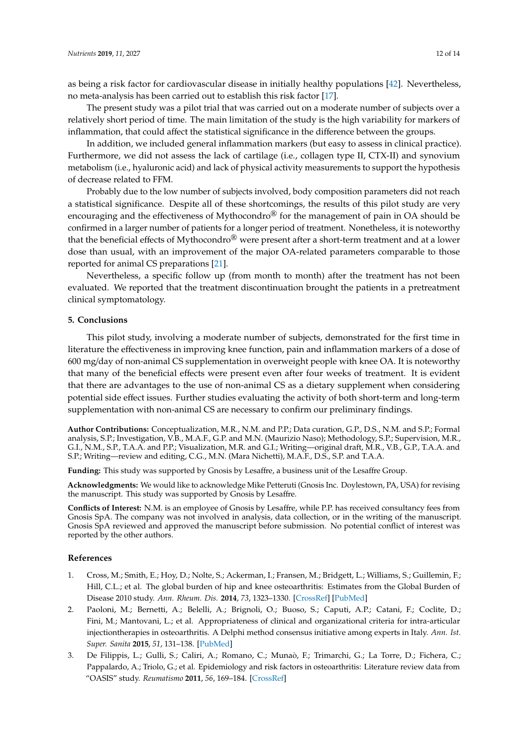as being a risk factor for cardiovascular disease in initially healthy populations [42]. Nevertheless, no meta-analysis has been carried out to establish this risk factor [17].

The present study was a pilot trial that was carried out on a moderate number of subjects over a relatively short period of time. The main limitation of the study is the high variability for markers of inflammation, that could affect the statistical significance in the difference between the groups.

In addition, we included general inflammation markers (but easy to assess in clinical practice). Furthermore, we did not assess the lack of cartilage (i.e., collagen type II, CTX-II) and synovium metabolism (i.e., hyaluronic acid) and lack of physical activity measurements to support the hypothesis of decrease related to FFM.

Probably due to the low number of subjects involved, body composition parameters did not reach a statistical significance. Despite all of these shortcomings, the results of this pilot study are very encouraging and the effectiveness of Mythocondro® for the management of pain in OA should be confirmed in a larger number of patients for a longer period of treatment. Nonetheless, it is noteworthy that the beneficial effects of Mythocondro® were present after a short-term treatment and at a lower dose than usual, with an improvement of the major OA-related parameters comparable to those reported for animal CS preparations [21].

Nevertheless, a specific follow up (from month to month) after the treatment has not been evaluated. We reported that the treatment discontinuation brought the patients in a pretreatment clinical symptomatology.

## 5. Conclusions

This pilot study, involving a moderate number of subjects, demonstrated for the first time in literature the effectiveness in improving knee function, pain and inflammation markers of a dose of 600 mg/day of non-animal CS supplementation in overweight people with knee OA. It is noteworthy that many of the beneficial effects were present even after four weeks of treatment. It is evident that there are advantages to the use of non-animal CS as a dietary supplement when considering potential side effect issues. Further studies evaluating the activity of both short-term and long-term supplementation with non-animal CS are necessary to confirm our preliminary findings.

**Author Contributions:** Conceptualization, M.R., N.M. and P.P.; Data curation, G.P., D.S., N.M. and S.P.; Formal analysis, S.P.; Investigation, V.B., M.A.F., G.P. and M.N. (Maurizio Naso); Methodology, S.P.; Supervision, M.R., G.I., N.M., S.P., T.A.A. and P.P.; Visualization, M.R. and G.I.; Writing—original draft, M.R., V.B., G.P., T.A.A. and S.P.; Writing—review and editing, C.G., M.N. (Mara Nichetti), M.A.F., D.S., S.P. and T.A.A.

**Funding:** This study was supported by Gnosis by Lesaffre, a business unit of the Lesaffre Group.

**Acknowledgments:** We would like to acknowledge Mike Petteruti (Gnosis Inc. Doylestown, PA, USA) for revising the manuscript. This study was supported by Gnosis by Lesaffre.

**Conflicts of Interest:** N.M. is an employee of Gnosis by Lesaffre, while P.P. has received consultancy fees from Gnosis SpA. The company was not involved in analysis, data collection, or in the writing of the manuscript. Gnosis SpA reviewed and approved the manuscript before submission. No potential conflict of interest was reported by the other authors.

## References

1. Cross, M.; Smith, E.; Hoy, D.; Nolte, S.; Ackerman, I.; Fransen, M.; Bridgett, L.; Williams, S.; Guillemin, F.; Hill, C.L.; et al. The global burden of hip and knee osteoarthritis: Estimates from the Global Burden of Disease 2010 study. *Ann. Rheum. Dis.* **2014**, *73*, 1323–1330. [CrossRef] [PubMed]
2. Paoloni, M.; Bernetti, A.; Belelli, A.; Brignoli, O.; Buoso, S.; Caputi, A.P.; Catani, F.; Coclite, D.; Fini, M.; Mantovani, L.; et al. Appropriateness of clinical and organizational criteria for intra-articular injectiontherapies in osteoarthritis. A Delphi method consensus initiative among experts in Italy. *Ann. Ist. Super. Sanita* **2015**, *51*, 131–138. [PubMed]
3. De Filippis, L.; Gulli, S.; Caliri, A.; Romano, C.; Munaò, F.; Trimarchi, G.; La Torre, D.; Fichera, C.; Pappalardo, A.; Triolo, G.; et al. Epidemiology and risk factors in osteoarthritis: Literature review data from "OASIS" study. *Reumatismo* **2011**, *56*, 169–184. [CrossRef]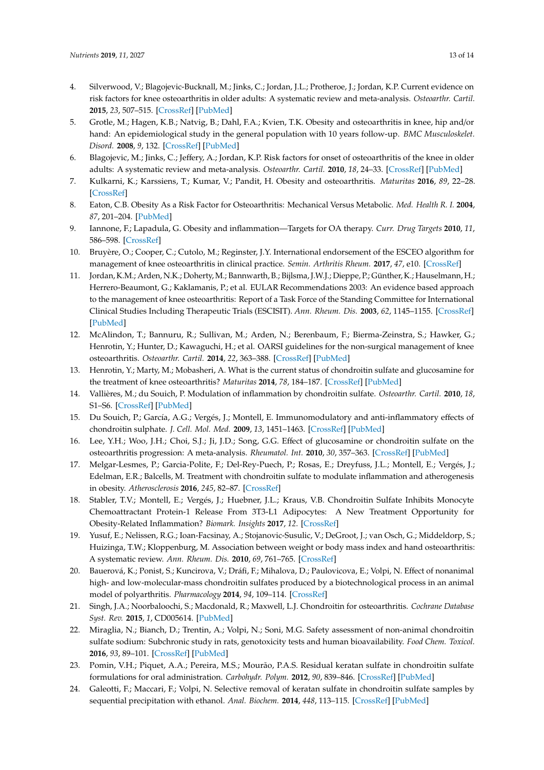4. Silverwood, V.; Blagojevic-Bucknall, M.; Jinks, C.; Jordan, J.L.; Protheroe, J.; Jordan, K.P. Current evidence on risk factors for knee osteoarthritis in older adults: A systematic review and meta-analysis. *Osteoarthr. Cartil.* **2015**, *23*, 507–515. [CrossRef] [PubMed]
5. Grotle, M.; Hagen, K.B.; Natvig, B.; Dahl, F.A.; Kvien, T.K. Obesity and osteoarthritis in knee, hip and/or hand: An epidemiological study in the general population with 10 years follow-up. *BMC Musculoskelet. Disord.* **2008**, *9*, 132. [CrossRef] [PubMed]
6. Blagojevic, M.; Jinks, C.; Jeffery, A.; Jordan, K.P. Risk factors for onset of osteoarthritis of the knee in older adults: A systematic review and meta-analysis. *Osteoarthr. Cartil.* **2010**, *18*, 24–33. [CrossRef] [PubMed]
7. Kulkarni, K.; Karssiens, T.; Kumar, V.; Pandit, H. Obesity and osteoarthritis. *Maturitas* **2016**, *89*, 22–28. [CrossRef]
8. Eaton, C.B. Obesity As a Risk Factor for Osteoarthritis: Mechanical Versus Metabolic. *Med. Health R. I.* **2004**, *87*, 201–204. [PubMed]
9. Iannone, F.; Lapadula, G. Obesity and inflammation—Targets for OA therapy. *Curr. Drug Targets* **2010**, *11*, 586–598. [CrossRef]
10. Bruyère, O.; Cooper, C.; Cutolo, M.; Reginster, J.Y. International endorsement of the ESCEO algorithm for management of knee osteoarthritis in clinical practice. *Semin. Arthritis Rheum.* **2017**, *47*, e10. [CrossRef]
11. Jordan, K.M.; Arden, N.K.; Doherty, M.; Bannwarth, B.; Bijlsma, J.W.J.; Dieppe, P.; Günther, K.; Hauselmann, H.; Herrero-Beaumont, G.; Kaklamanis, P.; et al. EULAR Recommendations 2003: An evidence based approach to the management of knee osteoarthritis: Report of a Task Force of the Standing Committee for International Clinical Studies Including Therapeutic Trials (ESCISIT). *Ann. Rheum. Dis.* **2003**, *62*, 1145–1155. [CrossRef] [PubMed]
12. McAlindon, T.; Bannuru, R.; Sullivan, M.; Arden, N.; Berenbaum, F.; Bierma-Zeinstra, S.; Hawker, G.; Henrotin, Y.; Hunter, D.; Kawaguchi, H.; et al. OARSI guidelines for the non-surgical management of knee osteoarthritis. *Osteoarthr. Cartil.* **2014**, *22*, 363–388. [CrossRef] [PubMed]
13. Henrotin, Y.; Marty, M.; Mobasheri, A. What is the current status of chondroitin sulfate and glucosamine for the treatment of knee osteoarthritis? *Maturitas* **2014**, *78*, 184–187. [CrossRef] [PubMed]
14. Vallières, M.; du Souich, P. Modulation of inflammation by chondroitin sulfate. *Osteoarthr. Cartil.* **2010**, *18*, S1–S6. [CrossRef] [PubMed]
15. Du Souich, P.; García, A.G.; Vergés, J.; Montell, E. Immunomodulatory and anti-inflammatory effects of chondroitin sulphate. *J. Cell. Mol. Med.* **2009**, *13*, 1451–1463. [CrossRef] [PubMed]
16. Lee, Y.H.; Woo, J.H.; Choi, S.J.; Ji, J.D.; Song, G.G. Effect of glucosamine or chondroitin sulfate on the osteoarthritis progression: A meta-analysis. *Rheumatol. Int.* **2010**, *30*, 357–363. [CrossRef] [PubMed]
17. Melgar-Lesmes, P.; Garcia-Polite, F.; Del-Rey-Puech, P.; Rosas, E.; Dreyfuss, J.L.; Montell, E.; Vergés, J.; Edelman, E.R.; Balcells, M. Treatment with chondroitin sulfate to modulate inflammation and atherogenesis in obesity. *Atherosclerosis* **2016**, *245*, 82–87. [CrossRef]
18. Stabler, T.V.; Montell, E.; Vergés, J.; Huebner, J.L.; Kraus, V.B. Chondroitin Sulfate Inhibits Monocyte Chemoattractant Protein-1 Release From 3T3-L1 Adipocytes: A New Treatment Opportunity for Obesity-Related Inflammation? *Biomark. Insights* **2017**, *12*. [CrossRef]
19. Yusuf, E.; Nelissen, R.G.; Ioan-Facsinay, A.; Stojanovic-Susulic, V.; DeGroot, J.; van Osch, G.; Middeldorp, S.; Huizinga, T.W.; Kloppenburg, M. Association between weight or body mass index and hand osteoarthritis: A systematic review. *Ann. Rheum. Dis.* **2010**, *69*, 761–765. [CrossRef]
20. Bauerová, K.; Ponist, S.; Kuncirova, V.; Dráfi, F.; Mihalova, D.; Paulovicova, E.; Volpi, N. Effect of nonanimal high- and low-molecular-mass chondroitin sulfates produced by a biotechnological process in an animal model of polyarthritis. *Pharmacology* **2014**, *94*, 109–114. [CrossRef]
21. Singh, J.A.; Noorbaloochi, S.; Macdonald, R.; Maxwell, L.J. Chondroitin for osteoarthritis. *Cochrane Database Syst. Rev.* **2015**, *1*, CD005614. [PubMed]
22. Miraglia, N.; Bianch, D.; Trentin, A.; Volpi, N.; Soni, M.G. Safety assessment of non-animal chondroitin sulfate sodium: Subchronic study in rats, genotoxicity tests and human bioavailability. *Food Chem. Toxicol.* **2016**, *93*, 89–101. [CrossRef] [PubMed]
23. Pomin, V.H.; Piquet, A.A.; Pereira, M.S.; Mourão, P.A.S. Residual keratan sulfate in chondroitin sulfate formulations for oral administration. *Carbohydr. Polym.* **2012**, *90*, 839–846. [CrossRef] [PubMed]
24. Galeotti, F.; Maccari, F.; Volpi, N. Selective removal of keratan sulfate in chondroitin sulfate samples by sequential precipitation with ethanol. *Anal. Biochem.* **2014**, *448*, 113–115. [CrossRef] [PubMed]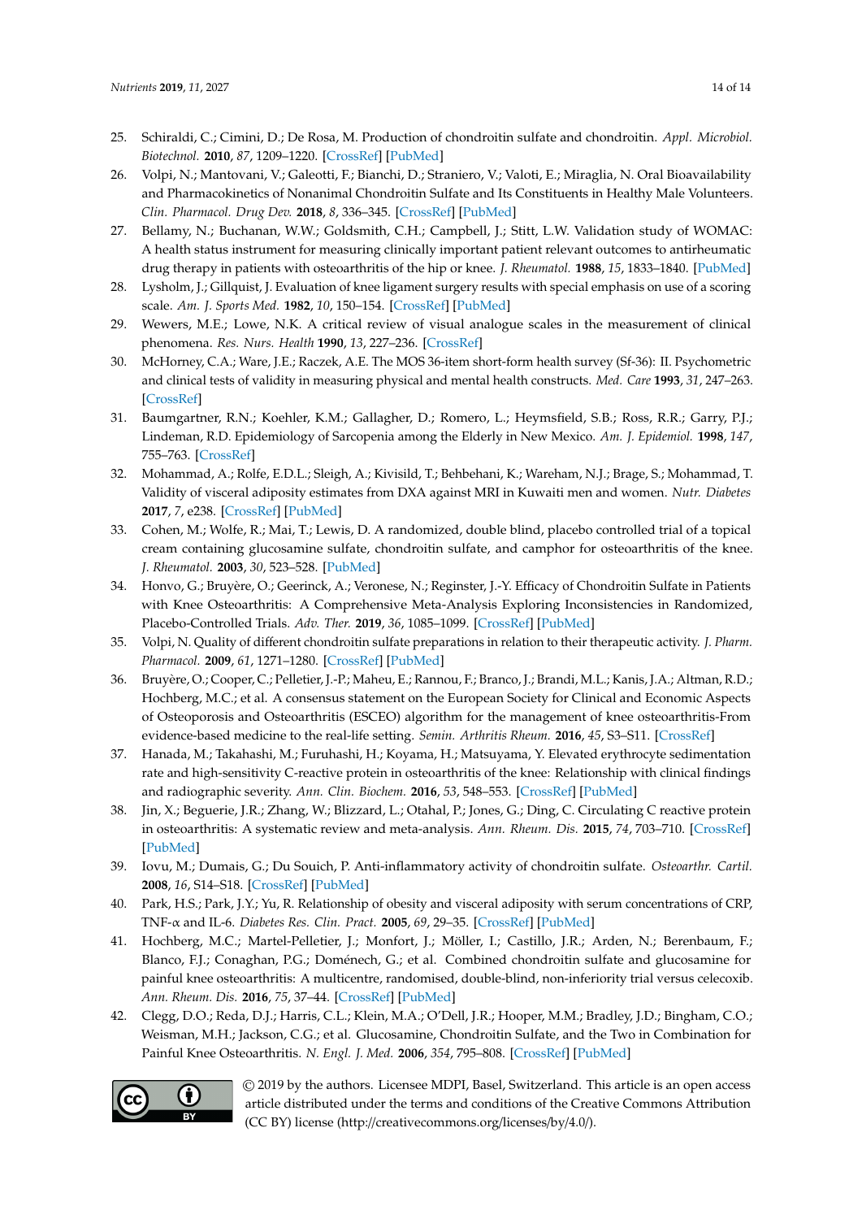25. Schiraldi, C.; Cimini, D.; De Rosa, M. Production of chondroitin sulfate and chondroitin. *Appl. Microbiol. Biotechnol.* **2010**, *87*, 1209–1220. [CrossRef] [PubMed]
26. Volpi, N.; Mantovani, V.; Galeotti, F.; Bianchi, D.; Straniero, V.; Valoti, E.; Miraglia, N. Oral Bioavailability and Pharmacokinetics of Nonanimal Chondroitin Sulfate and Its Constituents in Healthy Male Volunteers. *Clin. Pharmacol. Drug Dev.* **2018**, *8*, 336–345. [CrossRef] [PubMed]
27. Bellamy, N.; Buchanan, W.W.; Goldsmith, C.H.; Campbell, J.; Stitt, L.W. Validation study of WOMAC: A health status instrument for measuring clinically important patient relevant outcomes to antirheumatic drug therapy in patients with osteoarthritis of the hip or knee. *J. Rheumatol.* **1988**, *15*, 1833–1840. [PubMed]
28. Lysholm, J.; Gillquist, J. Evaluation of knee ligament surgery results with special emphasis on use of a scoring scale. *Am. J. Sports Med.* **1982**, *10*, 150–154. [CrossRef] [PubMed]
29. Wewers, M.E.; Lowe, N.K. A critical review of visual analogue scales in the measurement of clinical phenomena. *Res. Nurs. Health* **1990**, *13*, 227–236. [CrossRef]
30. McHorney, C.A.; Ware, J.E.; Raczek, A.E. The MOS 36-item short-form health survey (Sf-36): II. Psychometric and clinical tests of validity in measuring physical and mental health constructs. *Med. Care* **1993**, *31*, 247–263. [CrossRef]
31. Baumgartner, R.N.; Koehler, K.M.; Gallagher, D.; Romero, L.; Heymsfield, S.B.; Ross, R.R.; Garry, P.J.; Lindeman, R.D. Epidemiology of Sarcopenia among the Elderly in New Mexico. *Am. J. Epidemiol.* **1998**, *147*, 755–763. [CrossRef]
32. Mohammad, A.; Rolfe, E.D.L.; Sleigh, A.; Kivisild, T.; Behbehani, K.; Wareham, N.J.; Brage, S.; Mohammad, T. Validity of visceral adiposity estimates from DXA against MRI in Kuwaiti men and women. *Nutr. Diabetes* **2017**, *7*, e238. [CrossRef] [PubMed]
33. Cohen, M.; Wolfe, R.; Mai, T.; Lewis, D. A randomized, double blind, placebo controlled trial of a topical cream containing glucosamine sulfate, chondroitin sulfate, and camphor for osteoarthritis of the knee. *J. Rheumatol.* **2003**, *30*, 523–528. [PubMed]
34. Honvo, G.; Bruyère, O.; Geerinck, A.; Veronese, N.; Reginster, J.-Y. Efficacy of Chondroitin Sulfate in Patients with Knee Osteoarthritis: A Comprehensive Meta-Analysis Exploring Inconsistencies in Randomized, Placebo-Controlled Trials. *Adv. Ther.* **2019**, *36*, 1085–1099. [CrossRef] [PubMed]
35. Volpi, N. Quality of different chondroitin sulfate preparations in relation to their therapeutic activity. *J. Pharm. Pharmacol.* **2009**, *61*, 1271–1280. [CrossRef] [PubMed]
36. Bruyère, O.; Cooper, C.; Pelletier, J.-P.; Maheu, E.; Rannou, F.; Branco, J.; Brandi, M.L.; Kanis, J.A.; Altman, R.D.; Hochberg, M.C.; et al. A consensus statement on the European Society for Clinical and Economic Aspects of Osteoporosis and Osteoarthritis (ESCEO) algorithm for the management of knee osteoarthritis-From evidence-based medicine to the real-life setting. *Semin. Arthritis Rheum.* **2016**, *45*, S3–S11. [CrossRef]
37. Hanada, M.; Takahashi, M.; Furuhashi, H.; Koyama, H.; Matsuyama, Y. Elevated erythrocyte sedimentation rate and high-sensitivity C-reactive protein in osteoarthritis of the knee: Relationship with clinical findings and radiographic severity. *Ann. Clin. Biochem.* **2016**, *53*, 548–553. [CrossRef] [PubMed]
38. Jin, X.; Beguerie, J.R.; Zhang, W.; Blizzard, L.; Otahal, P.; Jones, G.; Ding, C. Circulating C reactive protein in osteoarthritis: A systematic review and meta-analysis. *Ann. Rheum. Dis.* **2015**, *74*, 703–710. [CrossRef] [PubMed]
39. Iovu, M.; Dumais, G.; Du Souich, P. Anti-inflammatory activity of chondroitin sulfate. *Osteoarthr. Cartil.* **2008**, *16*, S14–S18. [CrossRef] [PubMed]
40. Park, H.S.; Park, J.Y.; Yu, R. Relationship of obesity and visceral adiposity with serum concentrations of CRP, TNF-α and IL-6. *Diabetes Res. Clin. Pract.* **2005**, *69*, 29–35. [CrossRef] [PubMed]
41. Hochberg, M.C.; Martel-Pelletier, J.; Monfort, J.; Möller, I.; Castillo, J.R.; Arden, N.; Berenbaum, F.; Blanco, F.J.; Conaghan, P.G.; Doménech, G.; et al. Combined chondroitin sulfate and glucosamine for painful knee osteoarthritis: A multicentre, randomised, double-blind, non-inferiority trial versus celecoxib. *Ann. Rheum. Dis.* **2016**, *75*, 37–44. [CrossRef] [PubMed]
42. Clegg, D.O.; Reda, D.J.; Harris, C.L.; Klein, M.A.; O'Dell, J.R.; Hooper, M.M.; Bradley, J.D.; Bingham, C.O.; Weisman, M.H.; Jackson, C.G.; et al. Glucosamine, Chondroitin Sulfate, and the Two in Combination for Painful Knee Osteoarthritis. *N. Engl. J. Med.* **2006**, *354*, 795–808. [CrossRef] [PubMed]

© 2019 by the authors. Licensee MDPI, Basel, Switzerland. This article is an open access article distributed under the terms and conditions of the Creative Commons Attribution (CC BY) license (http://creativecommons.org/licenses/by/4.0/).